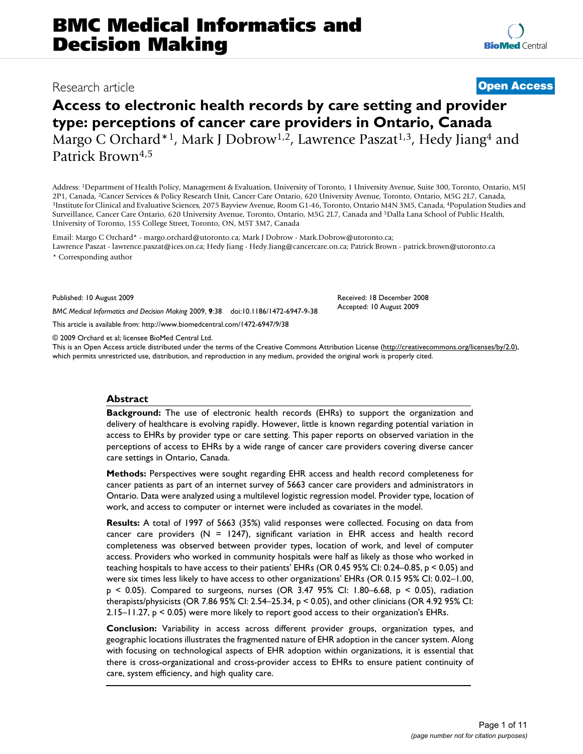# BMC Medical Informatics and Decision Making

Research article

**Open Access**

## Access to electronic health records by care setting and provider type: perceptions of cancer care providers in Ontario, Canada

Margo C Orchard*[1], Mark J Dobrow[1,2], Lawrence Paszat[1,3], Hedy Jiang[4] and Patrick Brown[4,5]

Address: [1]Department of Health Policy, Management & Evaluation, University of Toronto, 1 University Avenue, Suite 300, Toronto, Ontario, M5J 2P1, Canada, [2]Cancer Services & Policy Research Unit, Cancer Care Ontario, 620 University Avenue, Toronto, Ontario, M5G 2L7, Canada, [3]Institute for Clinical and Evaluative Sciences, 2075 Bayview Avenue, Room G1-46, Toronto, Ontario M4N 3M5, Canada, [4]Population Studies and Surveillance, Cancer Care Ontario, 620 University Avenue, Toronto, Ontario, M5G 2L7, Canada and [5]Dalla Lana School of Public Health, University of Toronto, 155 College Street, Toronto, ON, M5T 3M7, Canada

Email: Margo C Orchard* - margo.orchard@utoronto.ca; Mark J Dobrow - Mark.Dobrow@utoronto.ca; Lawrence Paszat - lawrence.paszat@ices.on.ca; Hedy Jiang - Hedy.Jiang@cancercare.on.ca; Patrick Brown - patrick.brown@utoronto.ca

* Corresponding author

Published: 10 August 2009

*BMC Medical Informatics and Decision Making* 2009, **9**:38 doi:10.1186/1472-6947-9-38

Received: 18 December 2008
Accepted: 10 August 2009

This article is available from: http://www.biomedcentral.com/1472-6947/9/38

© 2009 Orchard et al; licensee BioMed Central Ltd.

This is an Open Access article distributed under the terms of the Creative Commons Attribution License (http://creativecommons.org/licenses/by/2.0), which permits unrestricted use, distribution, and reproduction in any medium, provided the original work is properly cited.

### Abstract

**Background:** The use of electronic health records (EHRs) to support the organization and delivery of healthcare is evolving rapidly. However, little is known regarding potential variation in access to EHRs by provider type or care setting. This paper reports on observed variation in the perceptions of access to EHRs by a wide range of cancer care providers covering diverse cancer care settings in Ontario, Canada.

**Methods:** Perspectives were sought regarding EHR access and health record completeness for cancer patients as part of an internet survey of 5663 cancer care providers and administrators in Ontario. Data were analyzed using a multilevel logistic regression model. Provider type, location of work, and access to computer or internet were included as covariates in the model.

**Results:** A total of 1997 of 5663 (35%) valid responses were collected. Focusing on data from cancer care providers (N = 1247), significant variation in EHR access and health record completeness was observed between provider types, location of work, and level of computer access. Providers who worked in community hospitals were half as likely as those who worked in teaching hospitals to have access to their patients' EHRs (OR 0.45 95% CI: 0.24–0.85, $p < 0.05$) and were six times less likely to have access to other organizations' EHRs (OR 0.15 95% CI: 0.02–1.00, $p < 0.05$). Compared to surgeons, nurses (OR 3.47 95% CI: 1.80–6.68, $p < 0.05$), radiation therapists/physicists (OR 7.86 95% CI: 2.54–25.34, $p < 0.05$), and other clinicians (OR 4.92 95% CI: 2.15–11.27, $p < 0.05$) were more likely to report good access to their organization's EHRs.

**Conclusion:** Variability in access across different provider groups, organization types, and geographic locations illustrates the fragmented nature of EHR adoption in the cancer system. Along with focusing on technological aspects of EHR adoption within organizations, it is essential that there is cross-organizational and cross-provider access to EHRs to ensure patient continuity of care, system efficiency, and high quality care.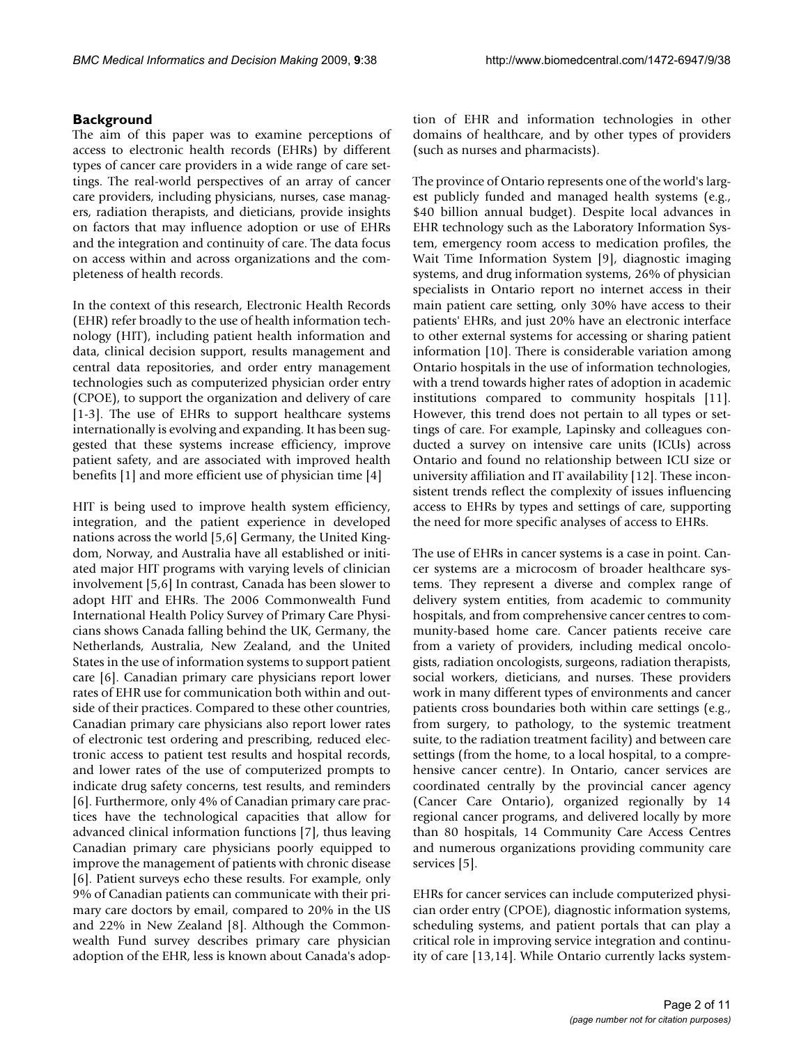## Background

The aim of this paper was to examine perceptions of access to electronic health records (EHRs) by different types of cancer care providers in a wide range of care settings. The real-world perspectives of an array of cancer care providers, including physicians, nurses, case managers, radiation therapists, and dieticians, provide insights on factors that may influence adoption or use of EHRs and the integration and continuity of care. The data focus on access within and across organizations and the completeness of health records.

In the context of this research, Electronic Health Records (EHR) refer broadly to the use of health information technology (HIT), including patient health information and data, clinical decision support, results management and central data repositories, and order entry management technologies such as computerized physician order entry (CPOE), to support the organization and delivery of care [1-3]. The use of EHRs to support healthcare systems internationally is evolving and expanding. It has been suggested that these systems increase efficiency, improve patient safety, and are associated with improved health benefits [1] and more efficient use of physician time [4]

HIT is being used to improve health system efficiency, integration, and the patient experience in developed nations across the world [5,6] Germany, the United Kingdom, Norway, and Australia have all established or initiated major HIT programs with varying levels of clinician involvement [5,6] In contrast, Canada has been slower to adopt HIT and EHRs. The 2006 Commonwealth Fund International Health Policy Survey of Primary Care Physicians shows Canada falling behind the UK, Germany, the Netherlands, Australia, New Zealand, and the United States in the use of information systems to support patient care [6]. Canadian primary care physicians report lower rates of EHR use for communication both within and outside of their practices. Compared to these other countries, Canadian primary care physicians also report lower rates of electronic test ordering and prescribing, reduced electronic access to patient test results and hospital records, and lower rates of the use of computerized prompts to indicate drug safety concerns, test results, and reminders [6]. Furthermore, only 4% of Canadian primary care practices have the technological capacities that allow for advanced clinical information functions [7], thus leaving Canadian primary care physicians poorly equipped to improve the management of patients with chronic disease [6]. Patient surveys echo these results. For example, only 9% of Canadian patients can communicate with their primary care doctors by email, compared to 20% in the US and 22% in New Zealand [8]. Although the Commonwealth Fund survey describes primary care physician adoption of the EHR, less is known about Canada's adoption of EHR and information technologies in other domains of healthcare, and by other types of providers (such as nurses and pharmacists).

The province of Ontario represents one of the world's largest publicly funded and managed health systems (e.g., $40 billion annual budget). Despite local advances in EHR technology such as the Laboratory Information System, emergency room access to medication profiles, the Wait Time Information System [9], diagnostic imaging systems, and drug information systems, 26% of physician specialists in Ontario report no internet access in their main patient care setting, only 30% have access to their patients' EHRs, and just 20% have an electronic interface to other external systems for accessing or sharing patient information [10]. There is considerable variation among Ontario hospitals in the use of information technologies, with a trend towards higher rates of adoption in academic institutions compared to community hospitals [11]. However, this trend does not pertain to all types or settings of care. For example, Lapinsky and colleagues conducted a survey on intensive care units (ICUs) across Ontario and found no relationship between ICU size or university affiliation and IT availability [12]. These inconsistent trends reflect the complexity of issues influencing access to EHRs by types and settings of care, supporting the need for more specific analyses of access to EHRs.

The use of EHRs in cancer systems is a case in point. Cancer systems are a microcosm of broader healthcare systems. They represent a diverse and complex range of delivery system entities, from academic to community hospitals, and from comprehensive cancer centres to community-based home care. Cancer patients receive care from a variety of providers, including medical oncologists, radiation oncologists, surgeons, radiation therapists, social workers, dieticians, and nurses. These providers work in many different types of environments and cancer patients cross boundaries both within care settings (e.g., from surgery, to pathology, to the systemic treatment suite, to the radiation treatment facility) and between care settings (from the home, to a local hospital, to a comprehensive cancer centre). In Ontario, cancer services are coordinated centrally by the provincial cancer agency (Cancer Care Ontario), organized regionally by 14 regional cancer programs, and delivered locally by more than 80 hospitals, 14 Community Care Access Centres and numerous organizations providing community care services [5].

EHRs for cancer services can include computerized physician order entry (CPOE), diagnostic information systems, scheduling systems, and patient portals that can play a critical role in improving service integration and continuity of care [13,14]. While Ontario currently lacks system-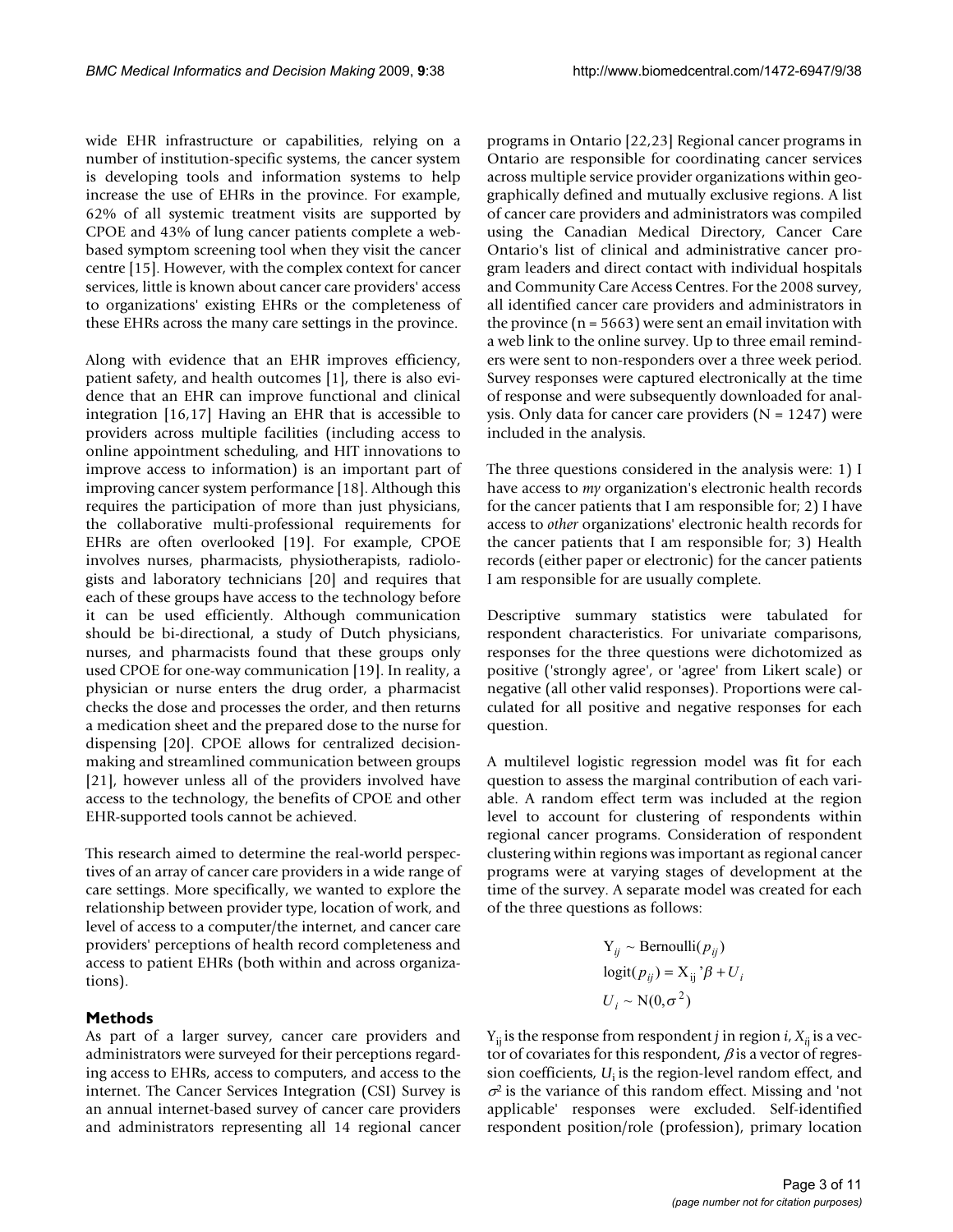wide EHR infrastructure or capabilities, relying on a number of institution-specific systems, the cancer system is developing tools and information systems to help increase the use of EHRs in the province. For example, 62% of all systemic treatment visits are supported by CPOE and 43% of lung cancer patients complete a web-based symptom screening tool when they visit the cancer centre [15]. However, with the complex context for cancer services, little is known about cancer care providers' access to organizations' existing EHRs or the completeness of these EHRs across the many care settings in the province.

Along with evidence that an EHR improves efficiency, patient safety, and health outcomes [1], there is also evidence that an EHR can improve functional and clinical integration [16,17] Having an EHR that is accessible to providers across multiple facilities (including access to online appointment scheduling, and HIT innovations to improve access to information) is an important part of improving cancer system performance [18]. Although this requires the participation of more than just physicians, the collaborative multi-professional requirements for EHRs are often overlooked [19]. For example, CPOE involves nurses, pharmacists, physiotherapists, radiologists and laboratory technicians [20] and requires that each of these groups have access to the technology before it can be used efficiently. Although communication should be bi-directional, a study of Dutch physicians, nurses, and pharmacists found that these groups only used CPOE for one-way communication [19]. In reality, a physician or nurse enters the drug order, a pharmacist checks the dose and processes the order, and then returns a medication sheet and the prepared dose to the nurse for dispensing [20]. CPOE allows for centralized decision-making and streamlined communication between groups [21], however unless all of the providers involved have access to the technology, the benefits of CPOE and other EHR-supported tools cannot be achieved.

This research aimed to determine the real-world perspectives of an array of cancer care providers in a wide range of care settings. More specifically, we wanted to explore the relationship between provider type, location of work, and level of access to a computer/the internet, and cancer care providers' perceptions of health record completeness and access to patient EHRs (both within and across organizations).

## Methods

As part of a larger survey, cancer care providers and administrators were surveyed for their perceptions regarding access to EHRs, access to computers, and access to the internet. The Cancer Services Integration (CSI) Survey is an annual internet-based survey of cancer care providers and administrators representing all 14 regional cancer programs in Ontario [22,23] Regional cancer programs in Ontario are responsible for coordinating cancer services across multiple service provider organizations within geographically defined and mutually exclusive regions. A list of cancer care providers and administrators was compiled using the Canadian Medical Directory, Cancer Care Ontario's list of clinical and administrative cancer program leaders and direct contact with individual hospitals and Community Care Access Centres. For the 2008 survey, all identified cancer care providers and administrators in the province (n = 5663) were sent an email invitation with a web link to the online survey. Up to three email reminders were sent to non-responders over a three week period. Survey responses were captured electronically at the time of response and were subsequently downloaded for analysis. Only data for cancer care providers (N = 1247) were included in the analysis.

The three questions considered in the analysis were: 1) I have access to *my* organization's electronic health records for the cancer patients that I am responsible for; 2) I have access to *other* organizations' electronic health records for the cancer patients that I am responsible for; 3) Health records (either paper or electronic) for the cancer patients I am responsible for are usually complete.

Descriptive summary statistics were tabulated for respondent characteristics. For univariate comparisons, responses for the three questions were dichotomized as positive ('strongly agree', or 'agree' from Likert scale) or negative (all other valid responses). Proportions were calculated for all positive and negative responses for each question.

A multilevel logistic regression model was fit for each question to assess the marginal contribution of each variable. A random effect term was included at the region level to account for clustering of respondents within regional cancer programs. Consideration of respondent clustering within regions was important as regional cancer programs were at varying stages of development at the time of the survey. A separate model was created for each of the three questions as follows:

$$
\begin{aligned}
Y_{ij} &\sim \text{Bernoulli}(p_{ij}) \\
\text{logit}(p_{ij}) &= X_{ij}'\beta + U_i \\
U_i &\sim N(0, \sigma^2)
\end{aligned}
$$

$Y_{ij}$ is the response from respondent $j$ in region $i$, $X_{ij}$ is a vector of covariates for this respondent, $\beta$ is a vector of regression coefficients, $U_i$ is the region-level random effect, and $\sigma^2$ is the variance of this random effect. Missing and 'not applicable' responses were excluded. Self-identified respondent position/role (profession), primary location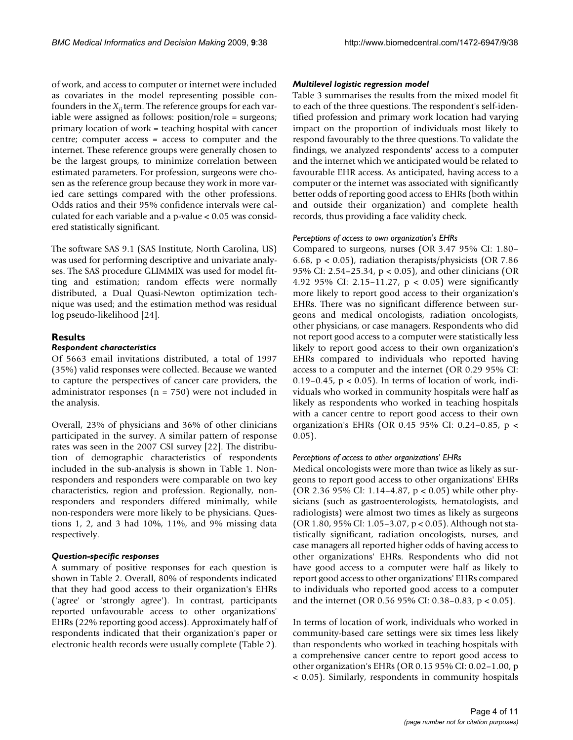of work, and access to computer or internet were included as covariates in the model representing possible confounders in the $X_{ij}$ term. The reference groups for each variable were assigned as follows: position/role = surgeons; primary location of work = teaching hospital with cancer centre; computer access = access to computer and the internet. These reference groups were generally chosen to be the largest groups, to minimize correlation between estimated parameters. For profession, surgeons were chosen as the reference group because they work in more varied care settings compared with the other professions. Odds ratios and their 95% confidence intervals were calculated for each variable and a p-value < 0.05 was considered statistically significant.

The software SAS 9.1 (SAS Institute, North Carolina, US) was used for performing descriptive and univariate analyses. The SAS procedure GLIMMIX was used for model fitting and estimation; random effects were normally distributed, a Dual Quasi-Newton optimization technique was used; and the estimation method was residual log pseudo-likelihood [24].

## Results

### *Respondent characteristics*

Of 5663 email invitations distributed, a total of 1997 (35%) valid responses were collected. Because we wanted to capture the perspectives of cancer care providers, the administrator responses (n = 750) were not included in the analysis.

Overall, 23% of physicians and 36% of other clinicians participated in the survey. A similar pattern of response rates was seen in the 2007 CSI survey [22]. The distribution of demographic characteristics of respondents included in the sub-analysis is shown in Table 1. Nonresponders and responders were comparable on two key characteristics, region and profession. Regionally, nonresponders and responders differed minimally, while non-responders were more likely to be physicians. Questions 1, 2, and 3 had 10%, 11%, and 9% missing data respectively.

### *Question-specific responses*

A summary of positive responses for each question is shown in Table 2. Overall, 80% of respondents indicated that they had good access to their organization's EHRs ('agree' or 'strongly agree'). In contrast, participants reported unfavourable access to other organizations' EHRs (22% reporting good access). Approximately half of respondents indicated that their organization's paper or electronic health records were usually complete (Table 2).

### *Multilevel logistic regression model*

Table 3 summarises the results from the mixed model fit to each of the three questions. The respondent's self-identified profession and primary work location had varying impact on the proportion of individuals most likely to respond favourably to the three questions. To validate the findings, we analyzed respondents' access to a computer and the internet which we anticipated would be related to favourable EHR access. As anticipated, having access to a computer or the internet was associated with significantly better odds of reporting good access to EHRs (both within and outside their organization) and complete health records, thus providing a face validity check.

#### *Perceptions of access to own organization's EHRs*

Compared to surgeons, nurses (OR 3.47 95% CI: 1.80–6.68, $p < 0.05$), radiation therapists/physicists (OR 7.86 95% CI: 2.54–25.34, $p < 0.05$), and other clinicians (OR 4.92 95% CI: 2.15–11.27, $p < 0.05$) were significantly more likely to report good access to their organization's EHRs. There was no significant difference between surgeons and medical oncologists, radiation oncologists, other physicians, or case managers. Respondents who did not report good access to a computer were statistically less likely to report good access to their own organization's EHRs compared to individuals who reported having access to a computer and the internet (OR 0.29 95% CI: 0.19–0.45, $p < 0.05$). In terms of location of work, individuals who worked in community hospitals were half as likely as respondents who worked in teaching hospitals with a cancer centre to report good access to their own organization's EHRs (OR 0.45 95% CI: 0.24–0.85, $p < 0.05$).

#### *Perceptions of access to other organizations' EHRs*

Medical oncologists were more than twice as likely as surgeons to report good access to other organizations' EHRs (OR 2.36 95% CI: 1.14–4.87, $p < 0.05$) while other physicians (such as gastroenterologists, hematologists, and radiologists) were almost two times as likely as surgeons (OR 1.80, 95% CI: 1.05–3.07, $p < 0.05$). Although not statistically significant, radiation oncologists, nurses, and case managers all reported higher odds of having access to other organizations' EHRs. Respondents who did not have good access to a computer were half as likely to report good access to other organizations' EHRs compared to individuals who reported good access to a computer and the internet (OR 0.56 95% CI: 0.38–0.83, $p < 0.05$).

In terms of location of work, individuals who worked in community-based care settings were six times less likely than respondents who worked in teaching hospitals with a comprehensive cancer centre to report good access to other organization's EHRs (OR 0.15 95% CI: 0.02–1.00, $p < 0.05$). Similarly, respondents in community hospitals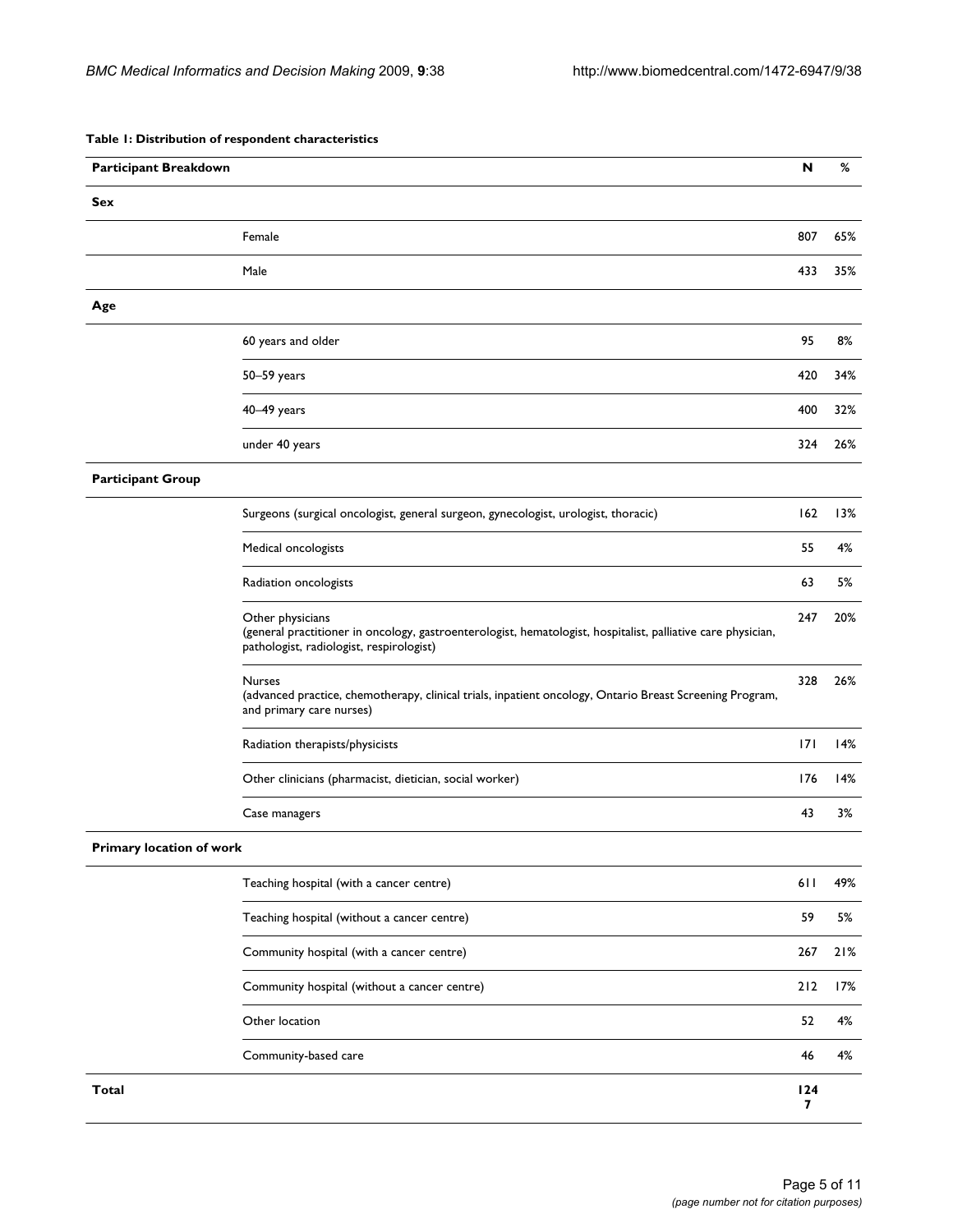**Table 1: Distribution of respondent characteristics**

| Participant Breakdown | | N | % |
| --- | --- | --- | --- |
| **Sex** | | | |
| | Female | 807 | 65% |
| | Male | 433 | 35% |
| **Age** | | | |
| | 60 years and older | 95 | 8% |
| | 50–59 years | 420 | 34% |
| | 40–49 years | 400 | 32% |
| | under 40 years | 324 | 26% |
| **Participant Group** | | | |
| | Surgeons (surgical oncologist, general surgeon, gynecologist, urologist, thoracic) | 162 | 13% |
| | Medical oncologists | 55 | 4% |
| | Radiation oncologists | 63 | 5% |
| | Other physicians (general practitioner in oncology, gastroenterologist, hematologist, hospitalist, palliative care physician, pathologist, radiologist, respirologist) | 247 | 20% |
| | Nurses (advanced practice, chemotherapy, clinical trials, inpatient oncology, Ontario Breast Screening Program, and primary care nurses) | 328 | 26% |
| | Radiation therapists/physicists | 171 | 14% |
| | Other clinicians (pharmacist, dietician, social worker) | 176 | 14% |
| | Case managers | 43 | 3% |
| **Primary location of work** | | | |
| | Teaching hospital (with a cancer centre) | 611 | 49% |
| | Teaching hospital (without a cancer centre) | 59 | 5% |
| | Community hospital (with a cancer centre) | 267 | 21% |
| | Community hospital (without a cancer centre) | 212 | 17% |
| | Other location | 52 | 4% |
| | Community-based care | 46 | 4% |
| **Total** | | **1247** | |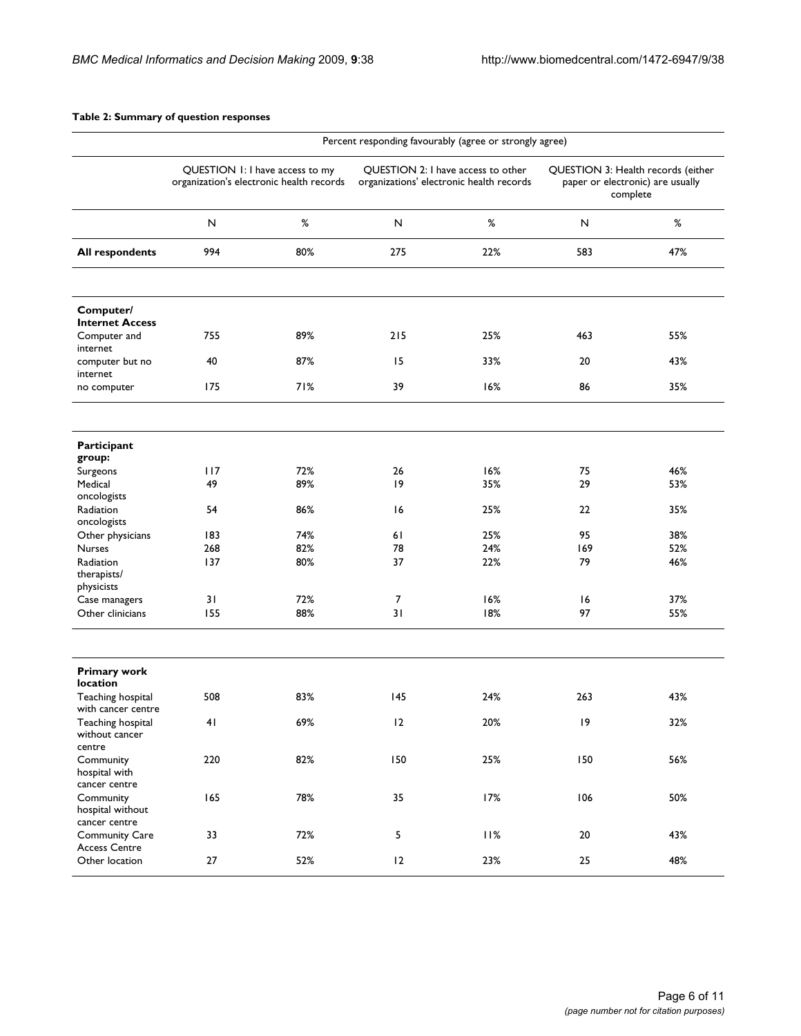**Table 2: Summary of question responses**

| | Percent responding favourably (agree or strongly agree) | | | | | |
|---|---|---|---|---|---|---|
| | QUESTION 1: I have access to my organization's electronic health records | | QUESTION 2: I have access to other organizations' electronic health records | | QUESTION 3: Health records (either paper or electronic) are usually complete | |
| | N | % | N | % | N | % |
| **All respondents** | 994 | 80% | 275 | 22% | 583 | 47% |
| **Computer/ Internet Access** | | | | | | |
| Computer and internet | 755 | 89% | 215 | 25% | 463 | 55% |
| computer but no internet | 40 | 87% | 15 | 33% | 20 | 43% |
| no computer | 175 | 71% | 39 | 16% | 86 | 35% |
| **Participant group:** | | | | | | |
| Surgeons | 117 | 72% | 26 | 16% | 75 | 46% |
| Medical oncologists | 49 | 89% | 19 | 35% | 29 | 53% |
| Radiation oncologists | 54 | 86% | 16 | 25% | 22 | 35% |
| Other physicians | 183 | 74% | 61 | 25% | 95 | 38% |
| Nurses | 268 | 82% | 78 | 24% | 169 | 52% |
| Radiation therapists/ physicists | 137 | 80% | 37 | 22% | 79 | 46% |
| Case managers | 31 | 72% | 7 | 16% | 16 | 37% |
| Other clinicians | 155 | 88% | 31 | 18% | 97 | 55% |
| **Primary work location** | | | | | | |
| Teaching hospital with cancer centre | 508 | 83% | 145 | 24% | 263 | 43% |
| Teaching hospital without cancer centre | 41 | 69% | 12 | 20% | 19 | 32% |
| Community hospital with cancer centre | 220 | 82% | 150 | 25% | 150 | 56% |
| Community hospital without cancer centre | 165 | 78% | 35 | 17% | 106 | 50% |
| Community Care Access Centre | 33 | 72% | 5 | 11% | 20 | 43% |
| Other location | 27 | 52% | 12 | 23% | 25 | 48% |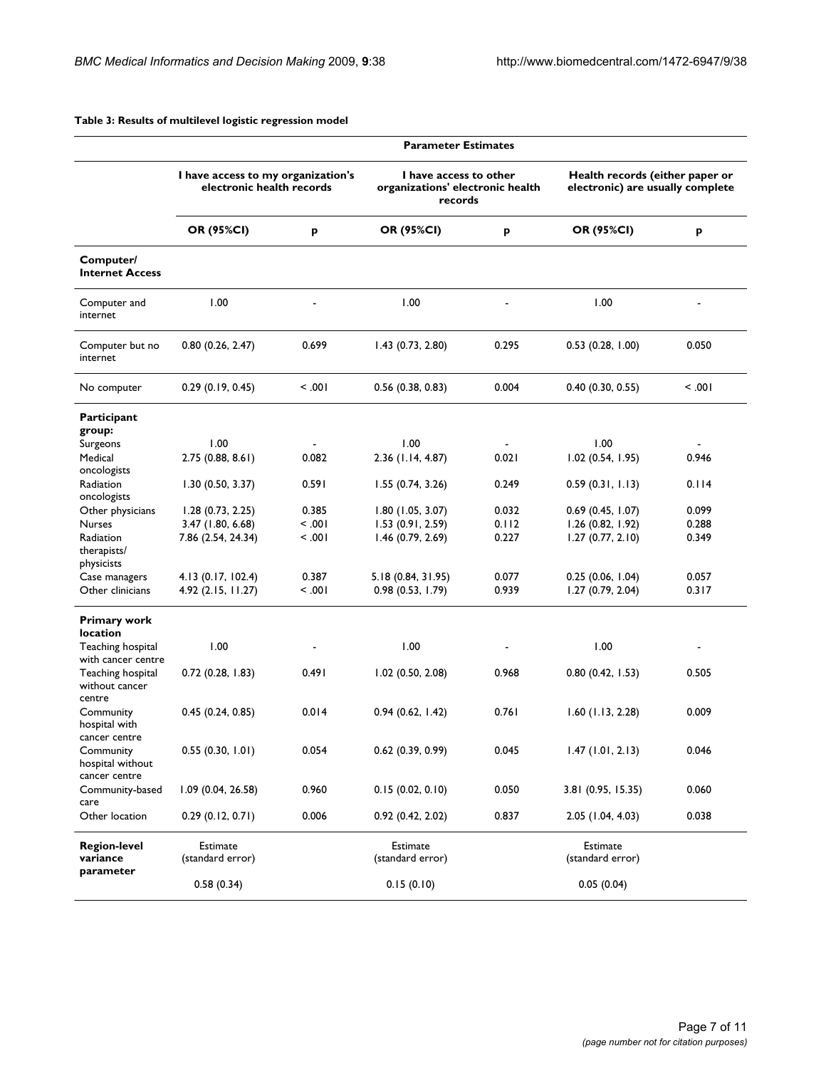**Table 3: Results of multilevel logistic regression model**

| | Parameter Estimates | | | | | |
|---|---|---|---|---|---|---|
| | I have access to my organization's electronic health records | | I have access to other organizations' electronic health records | | Health records (either paper or electronic) are usually complete | |
| | **OR (95%CI)** | **p** | **OR (95%CI)** | **p** | **OR (95%CI)** | **p** |
| **Computer/ Internet Access** | | | | | | |
| Computer and internet | 1.00 | - | 1.00 | - | 1.00 | - |
| Computer but no internet | 0.80 (0.26, 2.47) | 0.699 | 1.43 (0.73, 2.80) | 0.295 | 0.53 (0.28, 1.00) | 0.050 |
| No computer | 0.29 (0.19, 0.45) | < .001 | 0.56 (0.38, 0.83) | 0.004 | 0.40 (0.30, 0.55) | < .001 |
| **Participant group:** | | | | | | |
| Surgeons | 1.00 | - | 1.00 | - | 1.00 | - |
| Medical oncologists | 2.75 (0.88, 8.61) | 0.082 | 2.36 (1.14, 4.87) | 0.021 | 1.02 (0.54, 1.95) | 0.946 |
| Radiation oncologists | 1.30 (0.50, 3.37) | 0.591 | 1.55 (0.74, 3.26) | 0.249 | 0.59 (0.31, 1.13) | 0.114 |
| Other physicians | 1.28 (0.73, 2.25) | 0.385 | 1.80 (1.05, 3.07) | 0.032 | 0.69 (0.45, 1.07) | 0.099 |
| Nurses | 3.47 (1.80, 6.68) | < .001 | 1.53 (0.91, 2.59) | 0.112 | 1.26 (0.82, 1.92) | 0.288 |
| Radiation therapists/ physicists | 7.86 (2.54, 24.34) | < .001 | 1.46 (0.79, 2.69) | 0.227 | 1.27 (0.77, 2.10) | 0.349 |
| Case managers | 4.13 (0.17, 102.4) | 0.387 | 5.18 (0.84, 31.95) | 0.077 | 0.25 (0.06, 1.04) | 0.057 |
| Other clinicians | 4.92 (2.15, 11.27) | < .001 | 0.98 (0.53, 1.79) | 0.939 | 1.27 (0.79, 2.04) | 0.317 |
| **Primary work location** | | | | | | |
| Teaching hospital with cancer centre | 1.00 | - | 1.00 | - | 1.00 | - |
| Teaching hospital without cancer centre | 0.72 (0.28, 1.83) | 0.491 | 1.02 (0.50, 2.08) | 0.968 | 0.80 (0.42, 1.53) | 0.505 |
| Community hospital with cancer centre | 0.45 (0.24, 0.85) | 0.014 | 0.94 (0.62, 1.42) | 0.761 | 1.60 (1.13, 2.28) | 0.009 |
| Community hospital without cancer centre | 0.55 (0.30, 1.01) | 0.054 | 0.62 (0.39, 0.99) | 0.045 | 1.47 (1.01, 2.13) | 0.046 |
| Community-based care | 1.09 (0.04, 26.58) | 0.960 | 0.15 (0.02, 0.10) | 0.050 | 3.81 (0.95, 15.35) | 0.060 |
| Other location | 0.29 (0.12, 0.71) | 0.006 | 0.92 (0.42, 2.02) | 0.837 | 2.05 (1.04, 4.03) | 0.038 |
| **Region-level variance parameter** | Estimate (standard error) | | Estimate (standard error) | | Estimate (standard error) | |
| | 0.58 (0.34) | | 0.15 (0.10) | | 0.05 (0.04) | |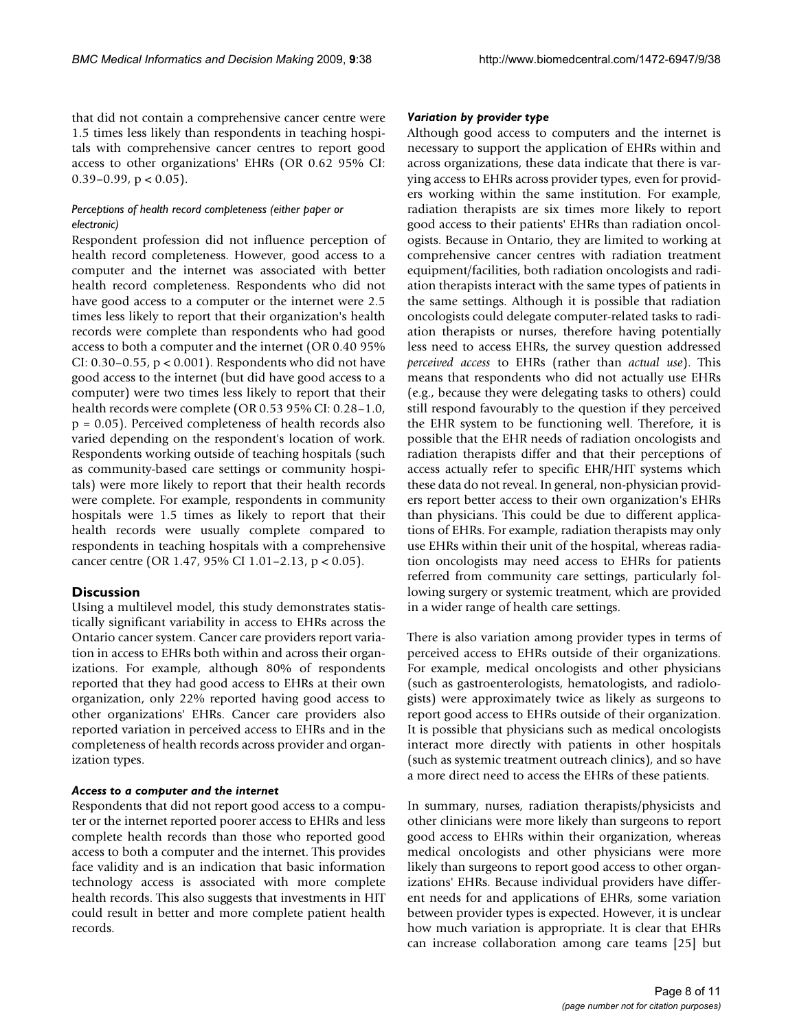that did not contain a comprehensive cancer centre were 1.5 times less likely than respondents in teaching hospitals with comprehensive cancer centres to report good access to other organizations' EHRs (OR 0.62 95% CI: 0.39–0.99, $p < 0.05$).

#### *Perceptions of health record completeness (either paper or electronic)*

Respondent profession did not influence perception of health record completeness. However, good access to a computer and the internet was associated with better health record completeness. Respondents who did not have good access to a computer or the internet were 2.5 times less likely to report that their organization's health records were complete than respondents who had good access to both a computer and the internet (OR 0.40 95% CI: 0.30–0.55, $p < 0.001$). Respondents who did not have good access to the internet (but did have good access to a computer) were two times less likely to report that their health records were complete (OR 0.53 95% CI: 0.28–1.0, $p = 0.05$). Perceived completeness of health records also varied depending on the respondent's location of work. Respondents working outside of teaching hospitals (such as community-based care settings or community hospitals) were more likely to report that their health records were complete. For example, respondents in community hospitals were 1.5 times as likely to report that their health records were usually complete compared to respondents in teaching hospitals with a comprehensive cancer centre (OR 1.47, 95% CI 1.01–2.13, $p < 0.05$).

## Discussion

Using a multilevel model, this study demonstrates statistically significant variability in access to EHRs across the Ontario cancer system. Cancer care providers report variation in access to EHRs both within and across their organizations. For example, although 80% of respondents reported that they had good access to EHRs at their own organization, only 22% reported having good access to other organizations' EHRs. Cancer care providers also reported variation in perceived access to EHRs and in the completeness of health records across provider and organization types.

### *Access to a computer and the internet*

Respondents that did not report good access to a computer or the internet reported poorer access to EHRs and less complete health records than those who reported good access to both a computer and the internet. This provides face validity and is an indication that basic information technology access is associated with more complete health records. This also suggests that investments in HIT could result in better and more complete patient health records.

### *Variation by provider type*

Although good access to computers and the internet is necessary to support the application of EHRs within and across organizations, these data indicate that there is varying access to EHRs across provider types, even for providers working within the same institution. For example, radiation therapists are six times more likely to report good access to their patients' EHRs than radiation oncologists. Because in Ontario, they are limited to working at comprehensive cancer centres with radiation treatment equipment/facilities, both radiation oncologists and radiation therapists interact with the same types of patients in the same settings. Although it is possible that radiation oncologists could delegate computer-related tasks to radiation therapists or nurses, therefore having potentially less need to access EHRs, the survey question addressed *perceived access* to EHRs (rather than *actual use*). This means that respondents who did not actually use EHRs (e.g., because they were delegating tasks to others) could still respond favourably to the question if they perceived the EHR system to be functioning well. Therefore, it is possible that the EHR needs of radiation oncologists and radiation therapists differ and that their perceptions of access actually refer to specific EHR/HIT systems which these data do not reveal. In general, non-physician providers report better access to their own organization's EHRs than physicians. This could be due to different applications of EHRs. For example, radiation therapists may only use EHRs within their unit of the hospital, whereas radiation oncologists may need access to EHRs for patients referred from community care settings, particularly following surgery or systemic treatment, which are provided in a wider range of health care settings.

There is also variation among provider types in terms of perceived access to EHRs outside of their organizations. For example, medical oncologists and other physicians (such as gastroenterologists, hematologists, and radiologists) were approximately twice as likely as surgeons to report good access to EHRs outside of their organization. It is possible that physicians such as medical oncologists interact more directly with patients in other hospitals (such as systemic treatment outreach clinics), and so have a more direct need to access the EHRs of these patients.

In summary, nurses, radiation therapists/physicists and other clinicians were more likely than surgeons to report good access to EHRs within their organization, whereas medical oncologists and other physicians were more likely than surgeons to report good access to other organizations' EHRs. Because individual providers have different needs for and applications of EHRs, some variation between provider types is expected. However, it is unclear how much variation is appropriate. It is clear that EHRs can increase collaboration among care teams [25] but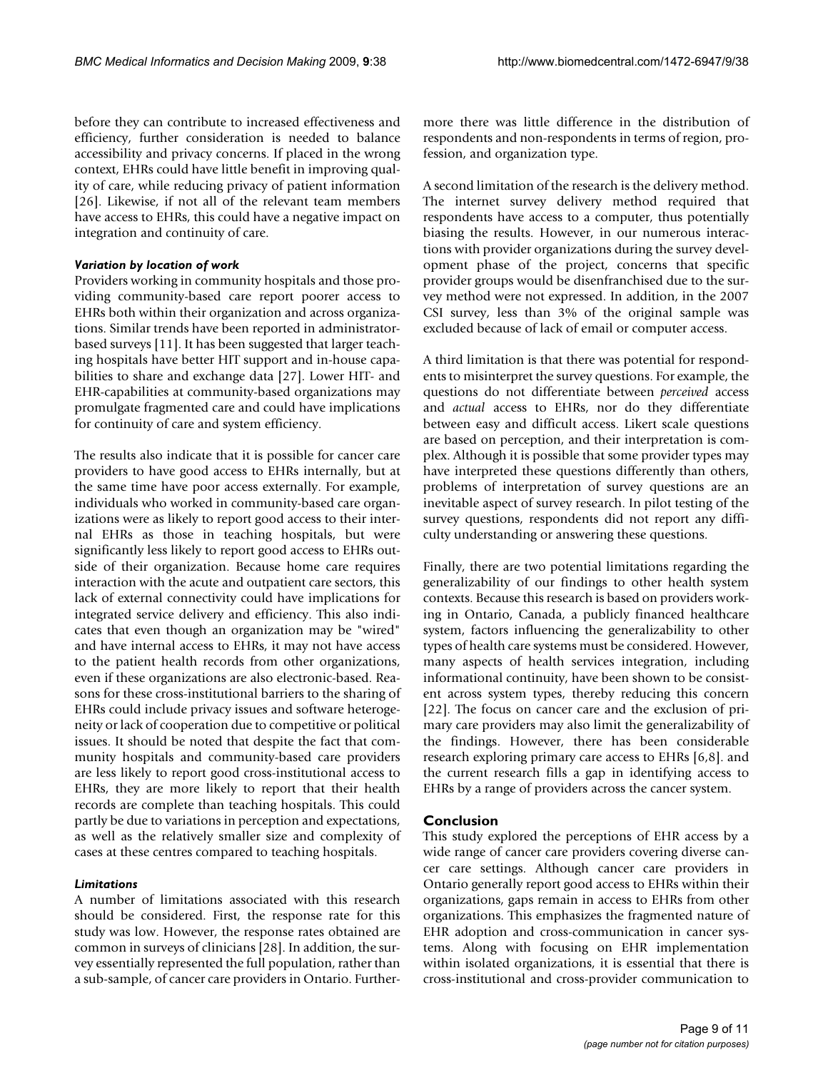before they can contribute to increased effectiveness and efficiency, further consideration is needed to balance accessibility and privacy concerns. If placed in the wrong context, EHRs could have little benefit in improving quality of care, while reducing privacy of patient information [26]. Likewise, if not all of the relevant team members have access to EHRs, this could have a negative impact on integration and continuity of care.

### *Variation by location of work*

Providers working in community hospitals and those providing community-based care report poorer access to EHRs both within their organization and across organizations. Similar trends have been reported in administrator-based surveys [11]. It has been suggested that larger teaching hospitals have better HIT support and in-house capabilities to share and exchange data [27]. Lower HIT- and EHR-capabilities at community-based organizations may promulgate fragmented care and could have implications for continuity of care and system efficiency.

The results also indicate that it is possible for cancer care providers to have good access to EHRs internally, but at the same time have poor access externally. For example, individuals who worked in community-based care organizations were as likely to report good access to their internal EHRs as those in teaching hospitals, but were significantly less likely to report good access to EHRs outside of their organization. Because home care requires interaction with the acute and outpatient care sectors, this lack of external connectivity could have implications for integrated service delivery and efficiency. This also indicates that even though an organization may be "wired" and have internal access to EHRs, it may not have access to the patient health records from other organizations, even if these organizations are also electronic-based. Reasons for these cross-institutional barriers to the sharing of EHRs could include privacy issues and software heterogeneity or lack of cooperation due to competitive or political issues. It should be noted that despite the fact that community hospitals and community-based care providers are less likely to report good cross-institutional access to EHRs, they are more likely to report that their health records are complete than teaching hospitals. This could partly be due to variations in perception and expectations, as well as the relatively smaller size and complexity of cases at these centres compared to teaching hospitals.

### *Limitations*

A number of limitations associated with this research should be considered. First, the response rate for this study was low. However, the response rates obtained are common in surveys of clinicians [28]. In addition, the survey essentially represented the full population, rather than a sub-sample, of cancer care providers in Ontario. Furthermore there was little difference in the distribution of respondents and non-respondents in terms of region, profession, and organization type.

A second limitation of the research is the delivery method. The internet survey delivery method required that respondents have access to a computer, thus potentially biasing the results. However, in our numerous interactions with provider organizations during the survey development phase of the project, concerns that specific provider groups would be disenfranchised due to the survey method were not expressed. In addition, in the 2007 CSI survey, less than 3% of the original sample was excluded because of lack of email or computer access.

A third limitation is that there was potential for respondents to misinterpret the survey questions. For example, the questions do not differentiate between *perceived* access and *actual* access to EHRs, nor do they differentiate between easy and difficult access. Likert scale questions are based on perception, and their interpretation is complex. Although it is possible that some provider types may have interpreted these questions differently than others, problems of interpretation of survey questions are an inevitable aspect of survey research. In pilot testing of the survey questions, respondents did not report any difficulty understanding or answering these questions.

Finally, there are two potential limitations regarding the generalizability of our findings to other health system contexts. Because this research is based on providers working in Ontario, Canada, a publicly financed healthcare system, factors influencing the generalizability to other types of health care systems must be considered. However, many aspects of health services integration, including informational continuity, have been shown to be consistent across system types, thereby reducing this concern [22]. The focus on cancer care and the exclusion of primary care providers may also limit the generalizability of the findings. However, there has been considerable research exploring primary care access to EHRs [6,8]. and the current research fills a gap in identifying access to EHRs by a range of providers across the cancer system.

## Conclusion

This study explored the perceptions of EHR access by a wide range of cancer care providers covering diverse cancer care settings. Although cancer care providers in Ontario generally report good access to EHRs within their organizations, gaps remain in access to EHRs from other organizations. This emphasizes the fragmented nature of EHR adoption and cross-communication in cancer systems. Along with focusing on EHR implementation within isolated organizations, it is essential that there is cross-institutional and cross-provider communication to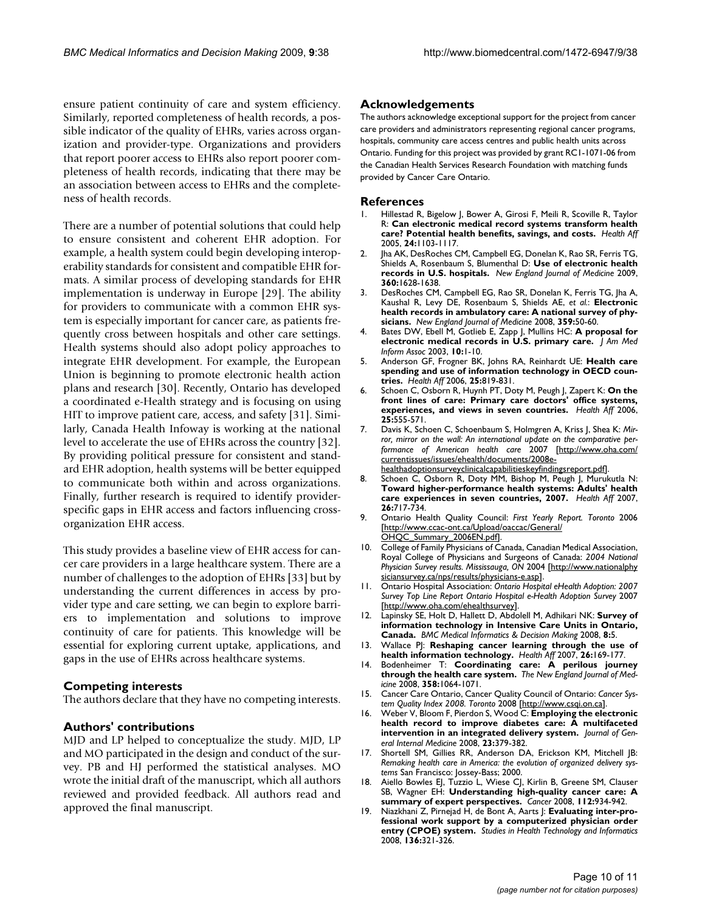ensure patient continuity of care and system efficiency. Similarly, reported completeness of health records, a possible indicator of the quality of EHRs, varies across organization and provider-type. Organizations and providers that report poorer access to EHRs also report poorer completeness of health records, indicating that there may be an association between access to EHRs and the completeness of health records.

There are a number of potential solutions that could help to ensure consistent and coherent EHR adoption. For example, a health system could begin developing interoperability standards for consistent and compatible EHR formats. A similar process of developing standards for EHR implementation is underway in Europe [29]. The ability for providers to communicate with a common EHR system is especially important for cancer care, as patients frequently cross between hospitals and other care settings. Health systems should also adopt policy approaches to integrate EHR development. For example, the European Union is beginning to promote electronic health action plans and research [30]. Recently, Ontario has developed a coordinated e-Health strategy and is focusing on using HIT to improve patient care, access, and safety [31]. Similarly, Canada Health Infoway is working at the national level to accelerate the use of EHRs across the country [32]. By providing political pressure for consistent and standard EHR adoption, health systems will be better equipped to communicate both within and across organizations. Finally, further research is required to identify provider-specific gaps in EHR access and factors influencing cross-organization EHR access.

This study provides a baseline view of EHR access for cancer care providers in a large healthcare system. There are a number of challenges to the adoption of EHRs [33] but by understanding the current differences in access by provider type and care setting, we can begin to explore barriers to implementation and solutions to improve continuity of care for patients. This knowledge will be essential for exploring current uptake, applications, and gaps in the use of EHRs across healthcare systems.

## Competing interests

The authors declare that they have no competing interests.

## Authors' contributions

MJD and LP helped to conceptualize the study. MJD, LP and MO participated in the design and conduct of the survey. PB and HJ performed the statistical analyses. MO wrote the initial draft of the manuscript, which all authors reviewed and provided feedback. All authors read and approved the final manuscript.

## Acknowledgements

The authors acknowledge exceptional support for the project from cancer care providers and administrators representing regional cancer programs, hospitals, community care access centres and public health units across Ontario. Funding for this project was provided by grant RC1-1071-06 from the Canadian Health Services Research Foundation with matching funds provided by Cancer Care Ontario.

## References

1. Hillestad R, Bigelow J, Bower A, Girosi F, Meili R, Scoville R, Taylor R: **Can electronic medical record systems transform health care? Potential health benefits, savings, and costs.** *Health Aff* 2005, **24:**1103-1117.
2. Jha AK, DesRoches CM, Campbell EG, Donelan K, Rao SR, Ferris TG, Shields A, Rosenbaum S, Blumenthal D: **Use of electronic health records in U.S. hospitals.** *New England Journal of Medicine* 2009, **360:**1628-1638.
3. DesRoches CM, Campbell EG, Rao SR, Donelan K, Ferris TG, Jha A, Kaushal R, Levy DE, Rosenbaum S, Shields AE, *et al.*: **Electronic health records in ambulatory care: A national survey of physicians.** *New England Journal of Medicine* 2008, **359:**50-60.
4. Bates DW, Ebell M, Gotlieb E, Zapp J, Mullins HC: **A proposal for electronic medical records in U.S. primary care.** *J Am Med Inform Assoc* 2003, **10:**1-10.
5. Anderson GF, Frogner BK, Johns RA, Reinhardt UE: **Health care spending and use of information technology in OECD countries.** *Health Aff* 2006, **25:**819-831.
6. Schoen C, Osborn R, Huynh PT, Doty M, Peugh J, Zapert K: **On the front lines of care: Primary care doctors' office systems, experiences, and views in seven countries.** *Health Aff* 2006, **25:**555-571.
7. Davis K, Schoen C, Schoenbaum S, Holmgren A, Kriss J, Shea K: *Mirror, mirror on the wall: An international update on the comparative performance of American health care* 2007 [http://www.oha.com/currentissues/issues/ehealth/documents/2008e-healthadoptionsurveyclinicalcapabilitieskeyfindingsreport.pdf].
8. Schoen C, Osborn R, Doty MM, Bishop M, Peugh J, Murukutla N: **Toward higher-performance health systems: Adults' health care experiences in seven countries, 2007.** *Health Aff* 2007, **26:**717-734.
9. Ontario Health Quality Council: *First Yearly Report. Toronto* 2006 [http://www.ccac-ont.ca/Upload/oaccac/General/OHQC_Summary_2006EN.pdf].
10. College of Family Physicians of Canada, Canadian Medical Association, Royal College of Physicians and Surgeons of Canada: *2004 National Physician Survey results. Mississauga, ON* 2004 [http://www.nationalphysiciansurvey.ca/nps/results/physicians-e.asp].
11. Ontario Hospital Association: *Ontario Hospital eHealth Adoption: 2007 Survey Top Line Report Ontario Hospital e-Health Adoption Survey* 2007 [http://www.oha.com/ehealthsurvey].
12. Lapinsky SE, Holt D, Hallett D, Abdolell M, Adhikari NK: **Survey of information technology in Intensive Care Units in Ontario, Canada.** *BMC Medical Informatics & Decision Making* 2008, **8:**5.
13. Wallace PJ: **Reshaping cancer learning through the use of health information technology.** *Health Aff* 2007, **26:**169-177.
14. Bodenheimer T: **Coordinating care: A perilous journey through the health care system.** *The New England Journal of Medicine* 2008, **358:**1064-1071.
15. Cancer Care Ontario, Cancer Quality Council of Ontario: *Cancer System Quality Index 2008. Toronto* 2008 [http://www.csqi.on.ca].
16. Weber V, Bloom F, Pierdon S, Wood C: **Employing the electronic health record to improve diabetes care: A multifaceted intervention in an integrated delivery system.** *Journal of General Internal Medicine* 2008, **23:**379-382.
17. Shortell SM, Gillies RR, Anderson DA, Erickson KM, Mitchell JB: *Remaking health care in America: the evolution of organized delivery systems* San Francisco: Jossey-Bass; 2000.
18. Aiello Bowles EJ, Tuzzio L, Wiese CJ, Kirlin B, Greene SM, Clauser SB, Wagner EH: **Understanding high-quality cancer care: A summary of expert perspectives.** *Cancer* 2008, **112:**934-942.
19. Niazkhani Z, Pirnejad H, de Bont A, Aarts J: **Evaluating inter-professional work support by a computerized physician order entry (CPOE) system.** *Studies in Health Technology and Informatics* 2008, **136:**321-326.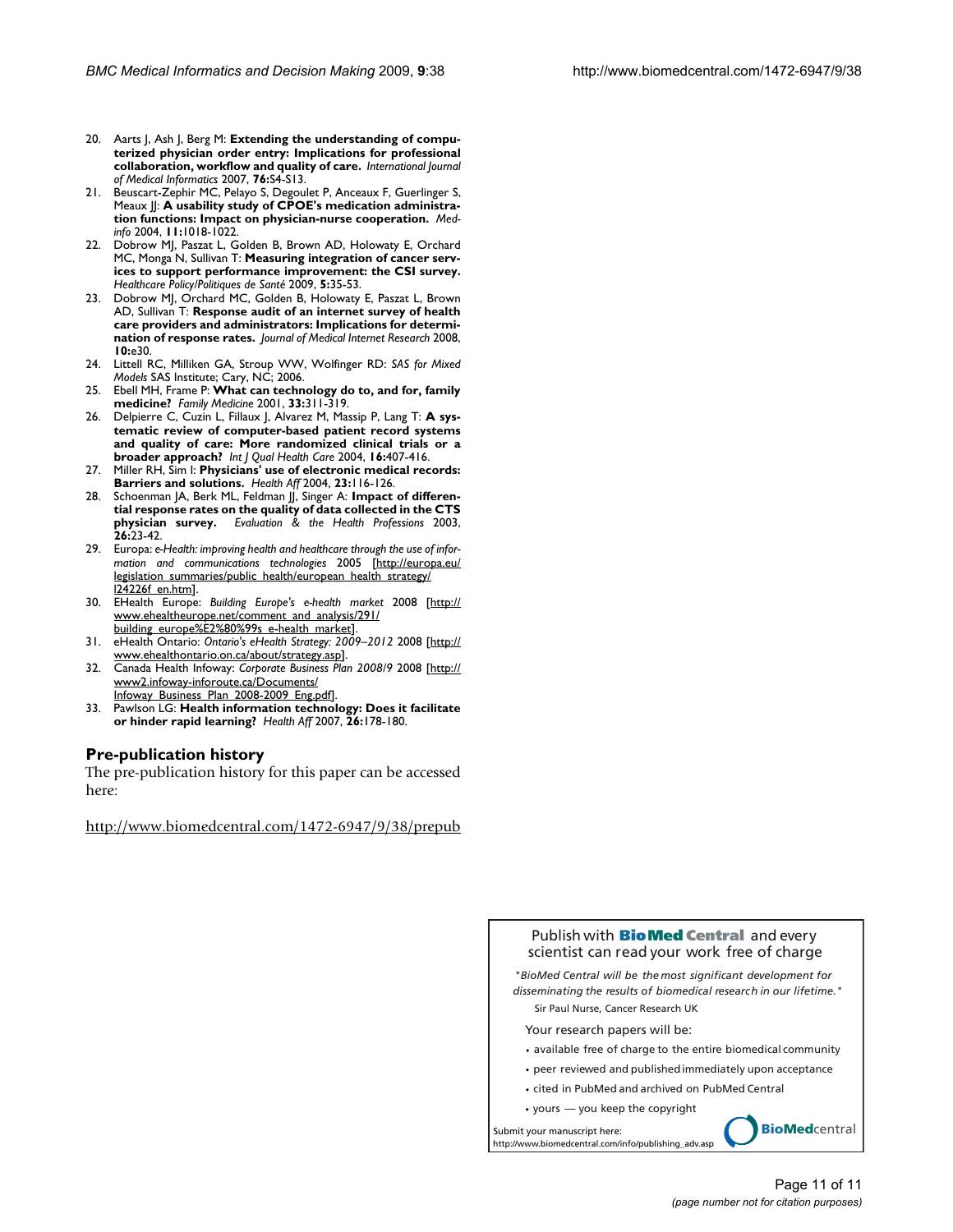20. Aarts J, Ash J, Berg M: **Extending the understanding of computerized physician order entry: Implications for professional collaboration, workflow and quality of care.** *International Journal of Medical Informatics* 2007, **76:**S4-S13.
21. Beuscart-Zephir MC, Pelayo S, Degoulet P, Anceaux F, Guerlinger S, Meaux JJ: **A usability study of CPOE's medication administration functions: Impact on physician-nurse cooperation.** *Medinfo* 2004, **11:**1018-1022.
22. Dobrow MJ, Paszat L, Golden B, Brown AD, Holowaty E, Orchard MC, Monga N, Sullivan T: **Measuring integration of cancer services to support performance improvement: the CSI survey.** *Healthcare Policy/Politiques de Santé* 2009, **5:**35-53.
23. Dobrow MJ, Orchard MC, Golden B, Holowaty E, Paszat L, Brown AD, Sullivan T: **Response audit of an internet survey of health care providers and administrators: Implications for determination of response rates.** *Journal of Medical Internet Research* 2008, **10:**e30.
24. Littell RC, Milliken GA, Stroup WW, Wolfinger RD: *SAS for Mixed Models* SAS Institute; Cary, NC; 2006.
25. Ebell MH, Frame P: **What can technology do to, and for, family medicine?** *Family Medicine* 2001, **33:**311-319.
26. Delpierre C, Cuzin L, Fillaux J, Alvarez M, Massip P, Lang T: **A systematic review of computer-based patient record systems and quality of care: More randomized clinical trials or a broader approach?** *Int J Qual Health Care* 2004, **16:**407-416.
27. Miller RH, Sim I: **Physicians' use of electronic medical records: Barriers and solutions.** *Health Aff* 2004, **23:**116-126.
28. Schoenman JA, Berk ML, Feldman JJ, Singer A: **Impact of differential response rates on the quality of data collected in the CTS physician survey.** *Evaluation & the Health Professions* 2003, **26:**23-42.
29. Europa: *e-Health: improving health and healthcare through the use of information and communications technologies* 2005 [http://europa.eu/legislation_summaries/public_health/european_health_strategy/l24226f_en.htm].
30. EHealth Europe: *Building Europe's e-health market* 2008 [http://www.ehealtheurope.net/comment_and_analysis/291/building_europe%E2%80%99s_e-health_market].
31. eHealth Ontario: *Ontario's eHealth Strategy: 2009–2012* 2008 [http://www.ehealthontario.on.ca/about/strategy.asp].
32. Canada Health Infoway: *Corporate Business Plan 2008/9* 2008 [http://www2.infoway-inforoute.ca/Documents/Infoway_Business_Plan_2008-2009_Eng.pdf].
33. Pawlson LG: **Health information technology: Does it facilitate or hinder rapid learning?** *Health Aff* 2007, **26:**178-180.

## Pre-publication history

The pre-publication history for this paper can be accessed here:

http://www.biomedcentral.com/1472-6947/9/38/prepub

Publish with **BioMed Central** and every scientist can read your work free of charge

*"BioMed Central will be the most significant development for disseminating the results of biomedical research in our lifetime."*

Sir Paul Nurse, Cancer Research UK

Your research papers will be:

- available free of charge to the entire biomedical community
- peer reviewed and published immediately upon acceptance
- cited in PubMed and archived on PubMed Central
- yours — you keep the copyright

Submit your manuscript here:
http://www.biomedcentral.com/info/publishing_adv.asp

**BioMed**central